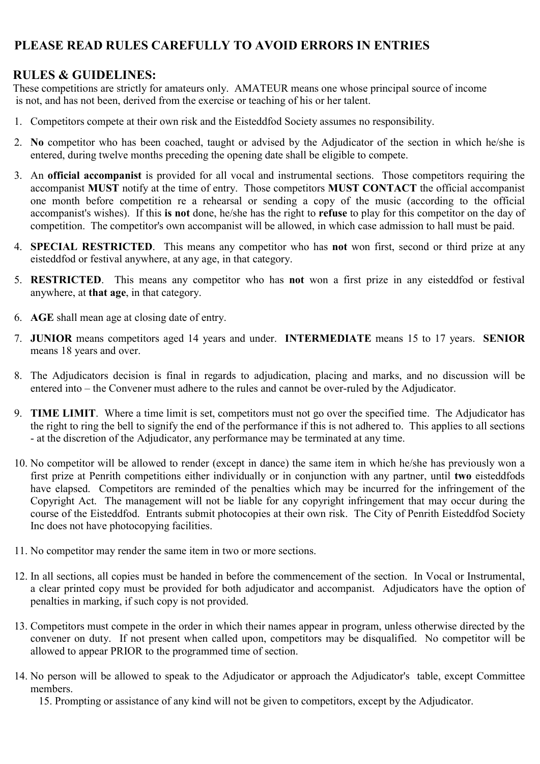## PLEASE READ RULES CAREFULLY TO AVOID ERRORS IN ENTRIES

## RULES & GUIDELINES:

These competitions are strictly for amateurs only. AMATEUR means one whose principal source of income is not, and has not been, derived from the exercise or teaching of his or her talent.

1. Competitors compete at their own risk and the Eisteddfod Society assumes no responsibility.
2. **No** competitor who has been coached, taught or advised by the Adjudicator of the section in which he/she is entered, during twelve months preceding the opening date shall be eligible to compete.
3. An **official accompanist** is provided for all vocal and instrumental sections. Those competitors requiring the accompanist **MUST** notify at the time of entry. Those competitors **MUST CONTACT** the official accompanist one month before competition re a rehearsal or sending a copy of the music (according to the official accompanist's wishes). If this **is not** done, he/she has the right to **refuse** to play for this competitor on the day of competition. The competitor's own accompanist will be allowed, in which case admission to hall must be paid.
4. **SPECIAL RESTRICTED**. This means any competitor who has **not** won first, second or third prize at any eisteddfod or festival anywhere, at any age, in that category.
5. **RESTRICTED**. This means any competitor who has **not** won a first prize in any eisteddfod or festival anywhere, at **that age**, in that category.
6. **AGE** shall mean age at closing date of entry.
7. **JUNIOR** means competitors aged 14 years and under. **INTERMEDIATE** means 15 to 17 years. **SENIOR** means 18 years and over.
8. The Adjudicators decision is final in regards to adjudication, placing and marks, and no discussion will be entered into – the Convener must adhere to the rules and cannot be over-ruled by the Adjudicator.
9. **TIME LIMIT**. Where a time limit is set, competitors must not go over the specified time. The Adjudicator has the right to ring the bell to signify the end of the performance if this is not adhered to. This applies to all sections - at the discretion of the Adjudicator, any performance may be terminated at any time.
10. No competitor will be allowed to render (except in dance) the same item in which he/she has previously won a first prize at Penrith competitions either individually or in conjunction with any partner, until **two** eisteddfods have elapsed. Competitors are reminded of the penalties which may be incurred for the infringement of the Copyright Act. The management will not be liable for any copyright infringement that may occur during the course of the Eisteddfod. Entrants submit photocopies at their own risk. The City of Penrith Eisteddfod Society Inc does not have photocopying facilities.
11. No competitor may render the same item in two or more sections.
12. In all sections, all copies must be handed in before the commencement of the section. In Vocal or Instrumental, a clear printed copy must be provided for both adjudicator and accompanist. Adjudicators have the option of penalties in marking, if such copy is not provided.
13. Competitors must compete in the order in which their names appear in program, unless otherwise directed by the convener on duty. If not present when called upon, competitors may be disqualified. No competitor will be allowed to appear PRIOR to the programmed time of section.
14. No person will be allowed to speak to the Adjudicator or approach the Adjudicator's table, except Committee members.
15. Prompting or assistance of any kind will not be given to competitors, except by the Adjudicator.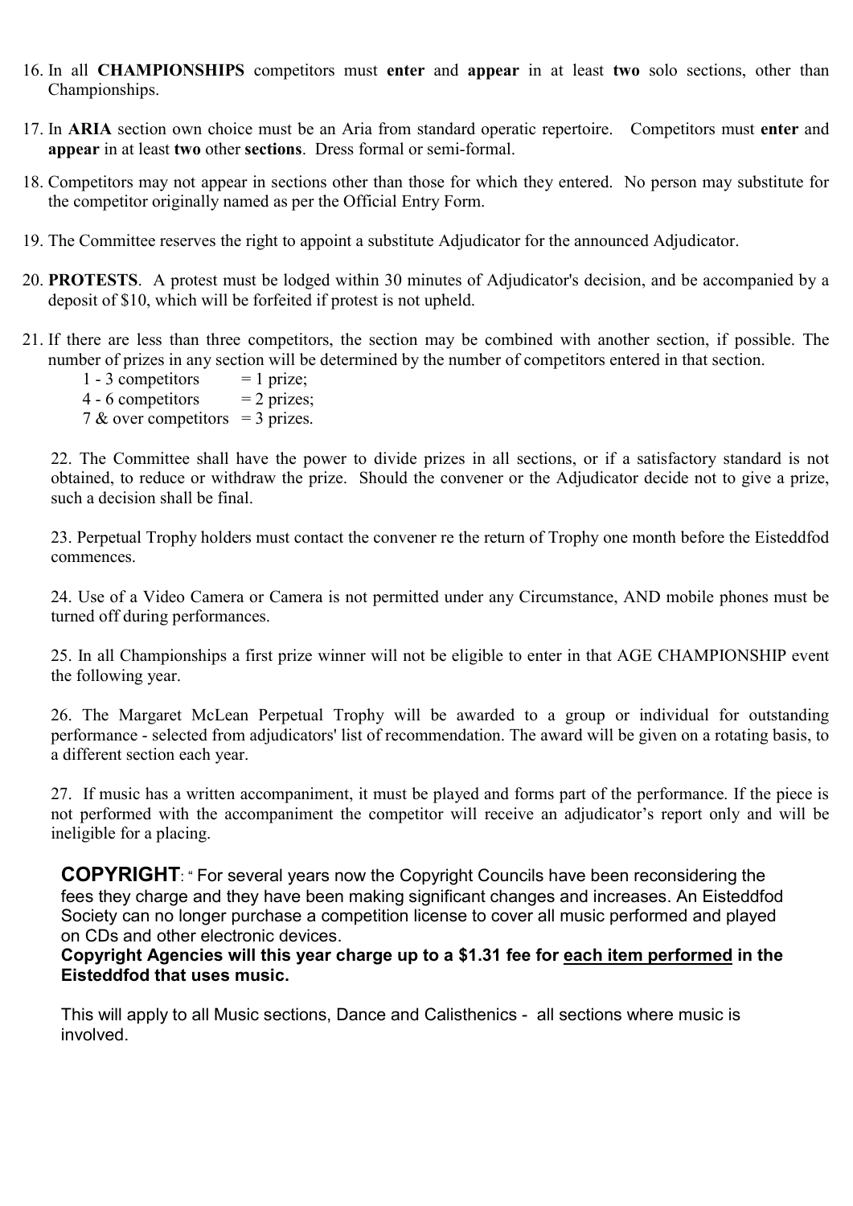16. In all **CHAMPIONSHIPS** competitors must **enter** and **appear** in at least **two** solo sections, other than Championships.

17. In **ARIA** section own choice must be an Aria from standard operatic repertoire. Competitors must **enter** and **appear** in at least **two** other **sections**. Dress formal or semi-formal.

18. Competitors may not appear in sections other than those for which they entered. No person may substitute for the competitor originally named as per the Official Entry Form.

19. The Committee reserves the right to appoint a substitute Adjudicator for the announced Adjudicator.

20. **PROTESTS**. A protest must be lodged within 30 minutes of Adjudicator's decision, and be accompanied by a deposit of $10, which will be forfeited if protest is not upheld.

21. If there are less than three competitors, the section may be combined with another section, if possible. The number of prizes in any section will be determined by the number of competitors entered in that section.
    1 - 3 competitors = 1 prize;
    4 - 6 competitors = 2 prizes;
    7 & over competitors = 3 prizes.

22. The Committee shall have the power to divide prizes in all sections, or if a satisfactory standard is not obtained, to reduce or withdraw the prize. Should the convener or the Adjudicator decide not to give a prize, such a decision shall be final.

23. Perpetual Trophy holders must contact the convener re the return of Trophy one month before the Eisteddfod commences.

24. Use of a Video Camera or Camera is not permitted under any Circumstance, AND mobile phones must be turned off during performances.

25. In all Championships a first prize winner will not be eligible to enter in that AGE CHAMPIONSHIP event the following year.

26. The Margaret McLean Perpetual Trophy will be awarded to a group or individual for outstanding performance - selected from adjudicators' list of recommendation. The award will be given on a rotating basis, to a different section each year.

27. If music has a written accompaniment, it must be played and forms part of the performance. If the piece is not performed with the accompaniment the competitor will receive an adjudicator's report only and will be ineligible for a placing.

**COPYRIGHT**: " For several years now the Copyright Councils have been reconsidering the fees they charge and they have been making significant changes and increases. An Eisteddfod Society can no longer purchase a competition license to cover all music performed and played on CDs and other electronic devices.
**Copyright Agencies will this year charge up to a $1.31 fee for <u>each item performed</u> in the Eisteddfod that uses music.**

This will apply to all Music sections, Dance and Calisthenics - all sections where music is involved.